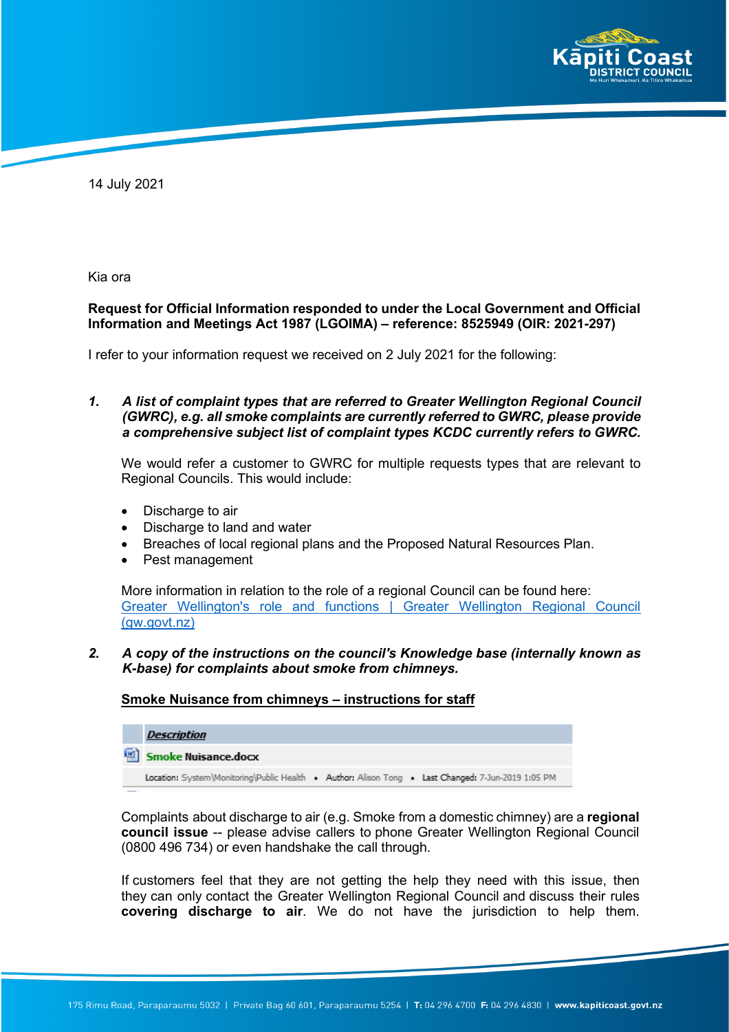14 July 2021

Kia ora

**Request for Official Information responded to under the Local Government and Official Information and Meetings Act 1987 (LGOIMA) – reference: 8525949 (OIR: 2021-297)**

I refer to your information request we received on 2 July 2021 for the following:

1. ***A list of complaint types that are referred to Greater Wellington Regional Council (GWRC), e.g. all smoke complaints are currently referred to GWRC, please provide a comprehensive subject list of complaint types KCDC currently refers to GWRC.***

   We would refer a customer to GWRC for multiple requests types that are relevant to Regional Councils. This would include:

   - Discharge to air
   - Discharge to land and water
   - Breaches of local regional plans and the Proposed Natural Resources Plan.
   - Pest management

   More information in relation to the role of a regional Council can be found here: [Greater Wellington's role and functions | Greater Wellington Regional Council (gw.govt.nz)]

2. ***A copy of the instructions on the council's Knowledge base (internally known as K-base) for complaints about smoke from chimneys.***

   **Smoke Nuisance from chimneys – instructions for staff**

   | Description |
   |---|
   | Smoke Nuisance.docx |
   | Location: System\Monitoring\Public Health • Author: Alison Tong • Last Changed: 7-Jun-2019 1:05 PM |

   Complaints about discharge to air (e.g. Smoke from a domestic chimney) are a **regional council issue** -- please advise callers to phone Greater Wellington Regional Council (0800 496 734) or even handshake the call through.

   If customers feel that they are not getting the help they need with this issue, then they can only contact the Greater Wellington Regional Council and discuss their rules **covering discharge to air**. We do not have the jurisdiction to help them.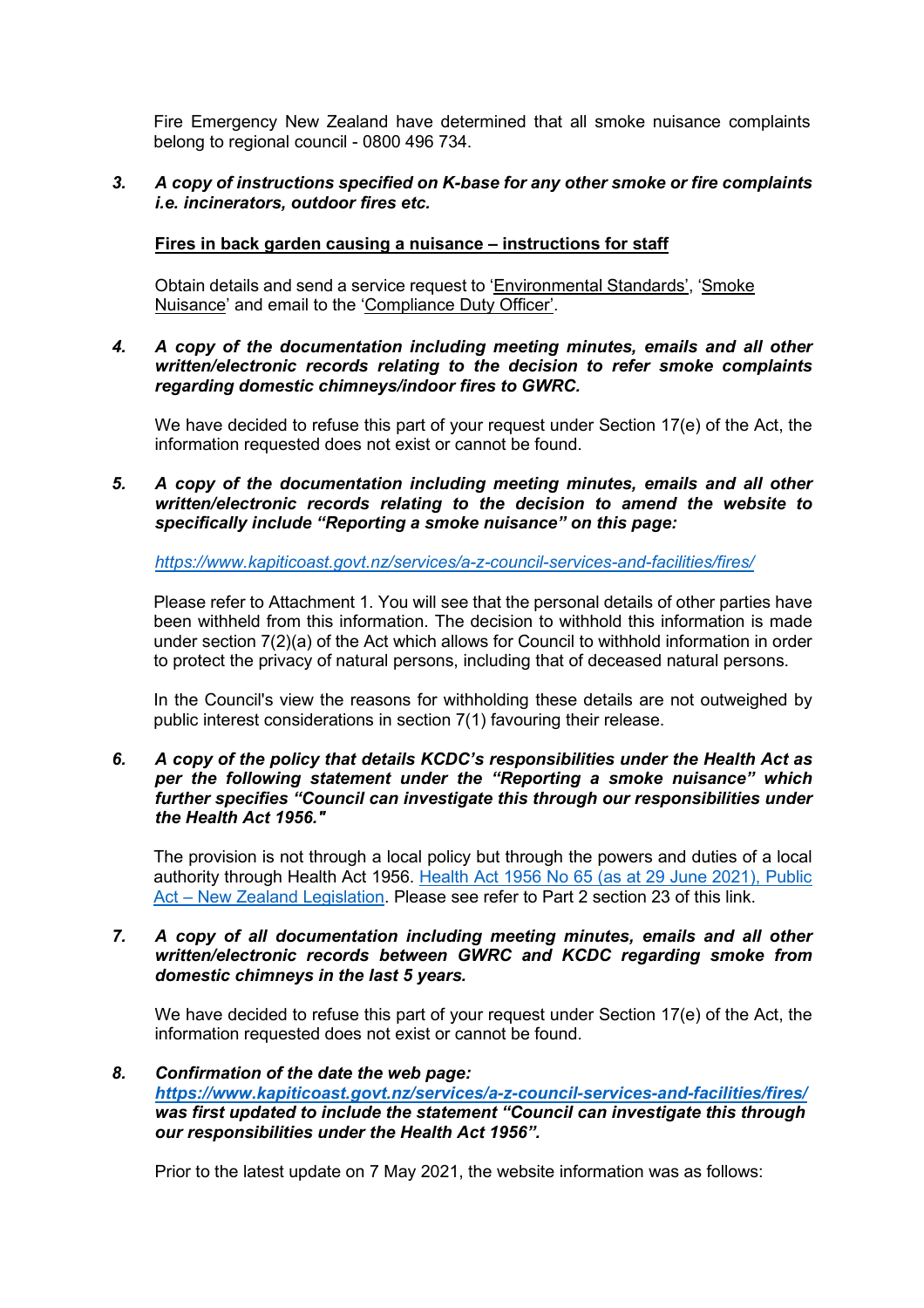Fire Emergency New Zealand have determined that all smoke nuisance complaints belong to regional council - 0800 496 734.

3. ***A copy of instructions specified on K-base for any other smoke or fire complaints i.e. incinerators, outdoor fires etc.***

   **Fires in back garden causing a nuisance – instructions for staff**

   Obtain details and send a service request to 'Environmental Standards', 'Smoke Nuisance' and email to the 'Compliance Duty Officer'.

4. ***A copy of the documentation including meeting minutes, emails and all other written/electronic records relating to the decision to refer smoke complaints regarding domestic chimneys/indoor fires to GWRC.***

   We have decided to refuse this part of your request under Section 17(e) of the Act, the information requested does not exist or cannot be found.

5. ***A copy of the documentation including meeting minutes, emails and all other written/electronic records relating to the decision to amend the website to specifically include "Reporting a smoke nuisance" on this page:***

   *https://www.kapiticoast.govt.nz/services/a-z-council-services-and-facilities/fires/*

   Please refer to Attachment 1. You will see that the personal details of other parties have been withheld from this information. The decision to withhold this information is made under section 7(2)(a) of the Act which allows for Council to withhold information in order to protect the privacy of natural persons, including that of deceased natural persons.

   In the Council's view the reasons for withholding these details are not outweighed by public interest considerations in section 7(1) favouring their release.

6. ***A copy of the policy that details KCDC's responsibilities under the Health Act as per the following statement under the "Reporting a smoke nuisance" which further specifies "Council can investigate this through our responsibilities under the Health Act 1956."***

   The provision is not through a local policy but through the powers and duties of a local authority through Health Act 1956. Health Act 1956 No 65 (as at 29 June 2021), Public Act – New Zealand Legislation. Please see refer to Part 2 section 23 of this link.

7. ***A copy of all documentation including meeting minutes, emails and all other written/electronic records between GWRC and KCDC regarding smoke from domestic chimneys in the last 5 years.***

   We have decided to refuse this part of your request under Section 17(e) of the Act, the information requested does not exist or cannot be found.

8. ***Confirmation of the date the web page: https://www.kapiticoast.govt.nz/services/a-z-council-services-and-facilities/fires/ was first updated to include the statement "Council can investigate this through our responsibilities under the Health Act 1956".***

   Prior to the latest update on 7 May 2021, the website information was as follows: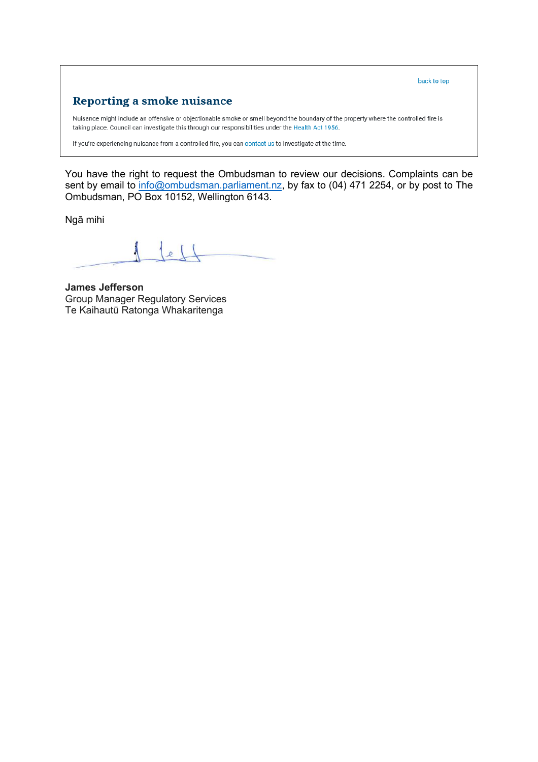back to top

## Reporting a smoke nuisance

Nuisance might include an offensive or objectionable smoke or smell beyond the boundary of the property where the controlled fire is taking place. Council can investigate this through our responsibilities under the Health Act 1956.

If you're experiencing nuisance from a controlled fire, you can contact us to investigate at the time.

You have the right to request the Ombudsman to review our decisions. Complaints can be sent by email to info@ombudsman.parliament.nz, by fax to (04) 471 2254, or by post to The Ombudsman, PO Box 10152, Wellington 6143.

Ngā mihi

**James Jefferson**
Group Manager Regulatory Services
Te Kaihautū Ratonga Whakaritenga